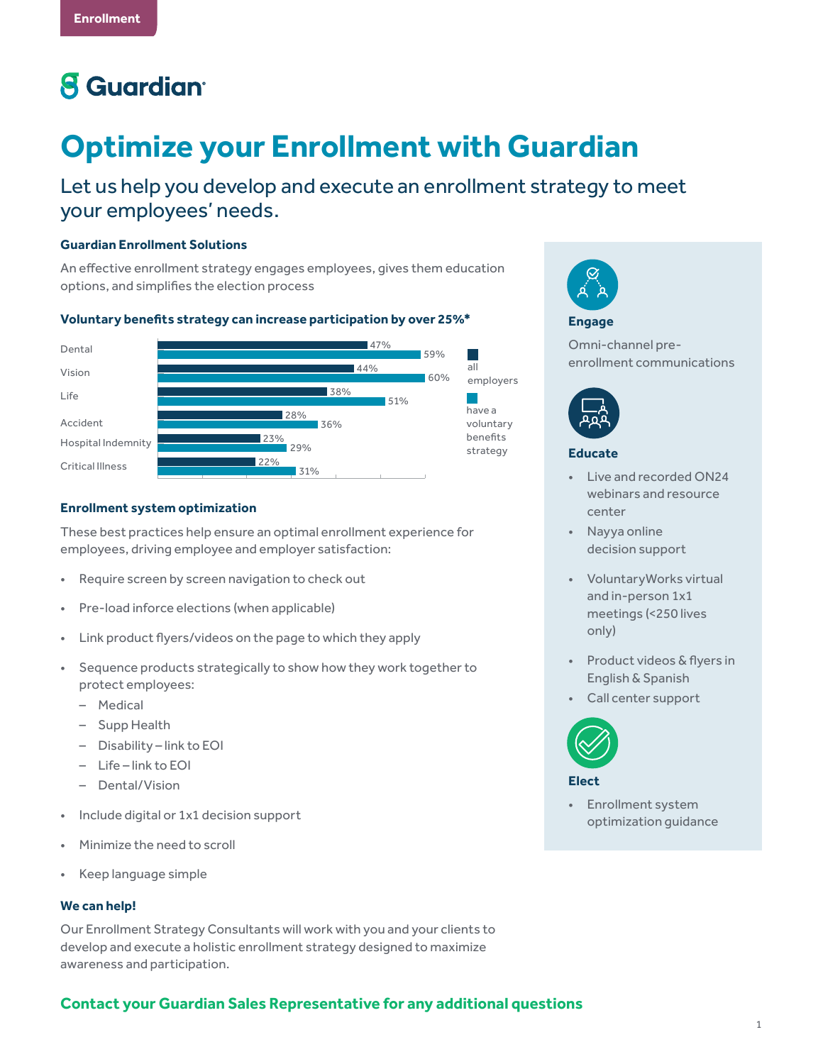Enrollment

# Optimize your Enrollment with Guardian

## Let us help you develop and execute an enrollment strategy to meet your employees' needs.

### Guardian Enrollment Solutions

An effective enrollment strategy engages employees, gives them education options, and simplifies the election process

**Voluntary benefits strategy can increase participation by over 25%***

| | all employers | have a voluntary benefits strategy |
|---|---|---|
| Dental | 47% | 59% |
| Vision | 44% | 60% |
| Life | 38% | 51% |
| Accident | 28% | 36% |
| Hospital Indemnity | 23% | 29% |
| Critical Illness | 22% | 31% |

### Enrollment system optimization

These best practices help ensure an optimal enrollment experience for employees, driving employee and employer satisfaction:

- Require screen by screen navigation to check out
- Pre-load inforce elections (when applicable)
- Link product flyers/videos on the page to which they apply
- Sequence products strategically to show how they work together to protect employees:
  - Medical
  - Supp Health
  - Disability – link to EOI
  - Life – link to EOI
  - Dental/Vision
- Include digital or 1x1 decision support
- Minimize the need to scroll
- Keep language simple

### We can help!

Our Enrollment Strategy Consultants will work with you and your clients to develop and execute a holistic enrollment strategy designed to maximize awareness and participation.

**Engage**

Omni-channel pre-enrollment communications

**Educate**

- Live and recorded ON24 webinars and resource center
- Nayya online decision support
- VoluntaryWorks virtual and in-person 1x1 meetings (<250 lives only)
- Product videos & flyers in English & Spanish
- Call center support

**Elect**

- Enrollment system optimization guidance

**Contact your Guardian Sales Representative for any additional questions**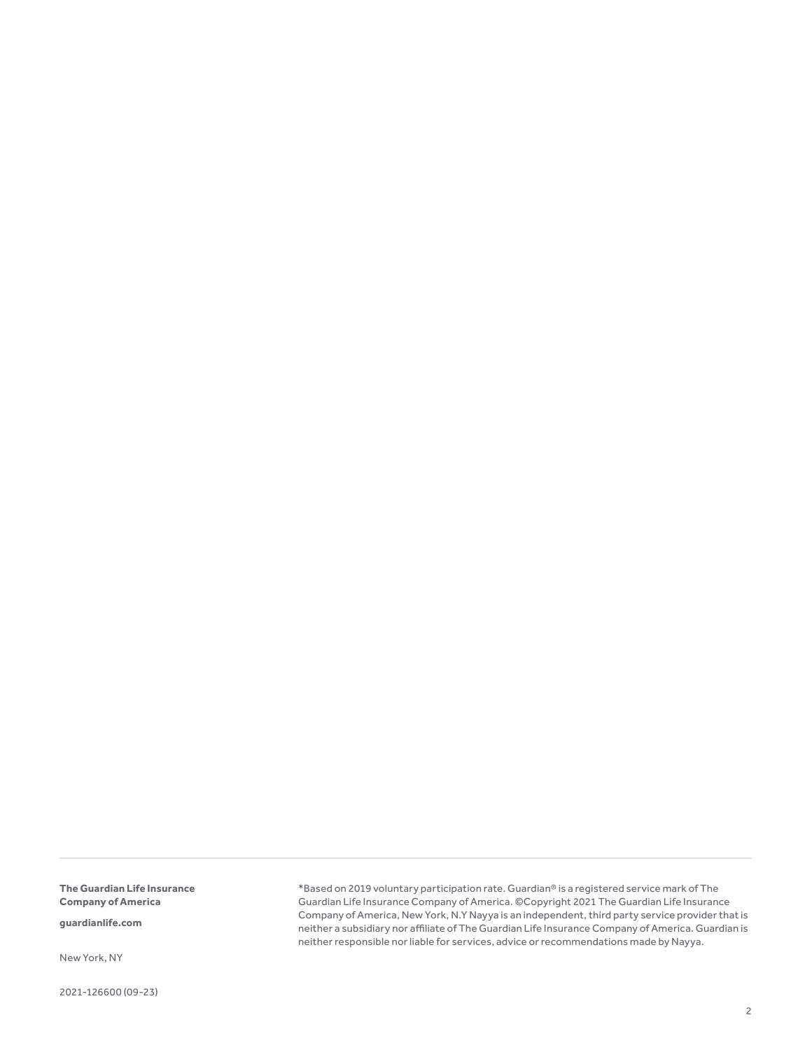**The Guardian Life Insurance Company of America**

**guardianlife.com**

New York, NY

2021-126600 (09-23)

*Based on 2019 voluntary participation rate. Guardian® is a registered service mark of The Guardian Life Insurance Company of America. ©Copyright 2021 The Guardian Life Insurance Company of America, New York, N.Y Nayya is an independent, third party service provider that is neither a subsidiary nor affiliate of The Guardian Life Insurance Company of America. Guardian is neither responsible nor liable for services, advice or recommendations made by Nayya.